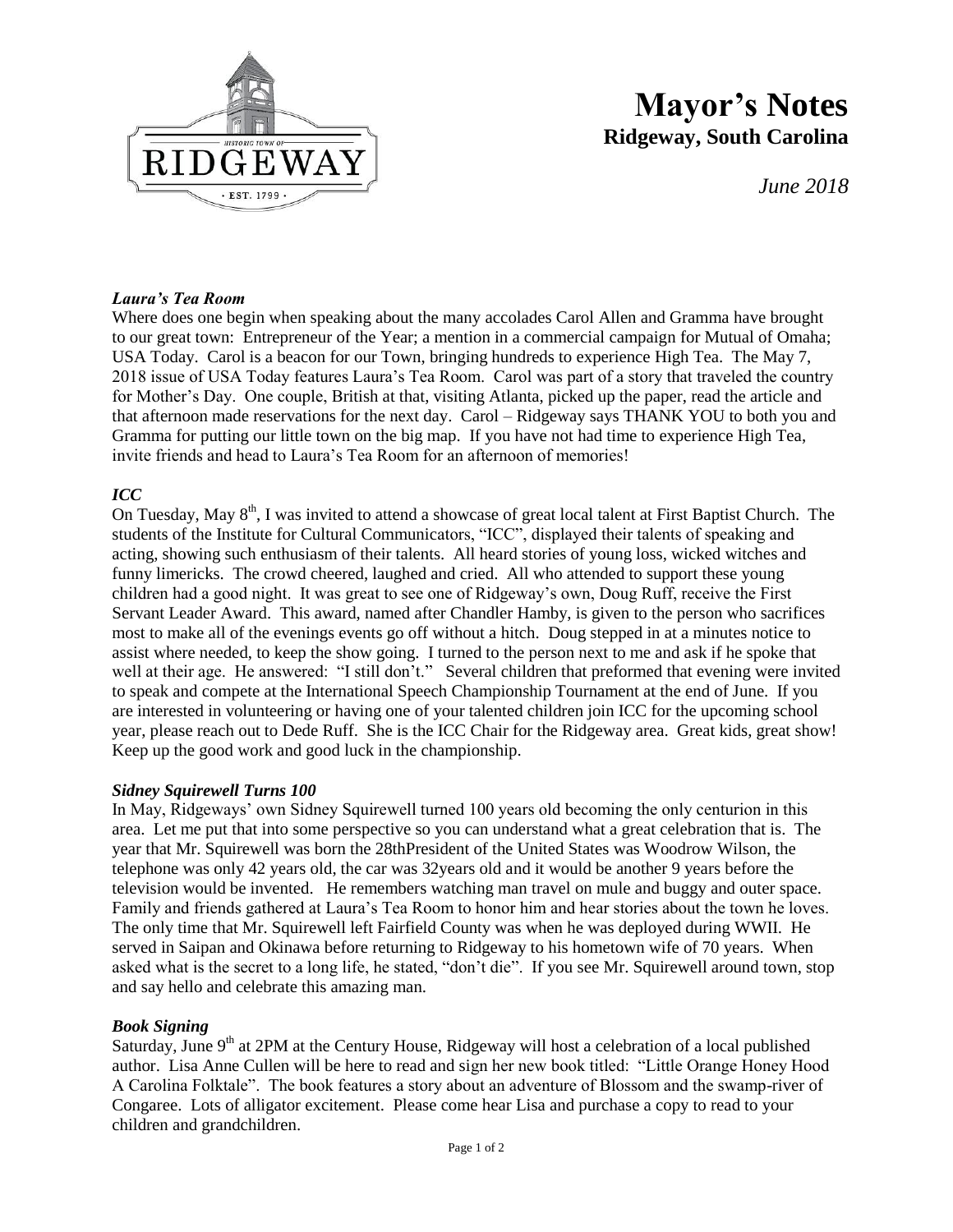# Mayor's Notes

## Ridgeway, South Carolina

*June 2018*

***Laura's Tea Room***

Where does one begin when speaking about the many accolades Carol Allen and Gramma have brought to our great town: Entrepreneur of the Year; a mention in a commercial campaign for Mutual of Omaha; USA Today. Carol is a beacon for our Town, bringing hundreds to experience High Tea. The May 7, 2018 issue of USA Today features Laura's Tea Room. Carol was part of a story that traveled the country for Mother's Day. One couple, British at that, visiting Atlanta, picked up the paper, read the article and that afternoon made reservations for the next day. Carol – Ridgeway says THANK YOU to both you and Gramma for putting our little town on the big map. If you have not had time to experience High Tea, invite friends and head to Laura's Tea Room for an afternoon of memories!

***ICC***

On Tuesday, May 8th, I was invited to attend a showcase of great local talent at First Baptist Church. The students of the Institute for Cultural Communicators, "ICC", displayed their talents of speaking and acting, showing such enthusiasm of their talents. All heard stories of young loss, wicked witches and funny limericks. The crowd cheered, laughed and cried. All who attended to support these young children had a good night. It was great to see one of Ridgeway's own, Doug Ruff, receive the First Servant Leader Award. This award, named after Chandler Hamby, is given to the person who sacrifices most to make all of the evenings events go off without a hitch. Doug stepped in at a minutes notice to assist where needed, to keep the show going. I turned to the person next to me and ask if he spoke that well at their age. He answered: "I still don't." Several children that preformed that evening were invited to speak and compete at the International Speech Championship Tournament at the end of June. If you are interested in volunteering or having one of your talented children join ICC for the upcoming school year, please reach out to Dede Ruff. She is the ICC Chair for the Ridgeway area. Great kids, great show! Keep up the good work and good luck in the championship.

***Sidney Squirewell Turns 100***

In May, Ridgeways' own Sidney Squirewell turned 100 years old becoming the only centurion in this area. Let me put that into some perspective so you can understand what a great celebration that is. The year that Mr. Squirewell was born the 28thPresident of the United States was Woodrow Wilson, the telephone was only 42 years old, the car was 32years old and it would be another 9 years before the television would be invented. He remembers watching man travel on mule and buggy and outer space. Family and friends gathered at Laura's Tea Room to honor him and hear stories about the town he loves. The only time that Mr. Squirewell left Fairfield County was when he was deployed during WWII. He served in Saipan and Okinawa before returning to Ridgeway to his hometown wife of 70 years. When asked what is the secret to a long life, he stated, "don't die". If you see Mr. Squirewell around town, stop and say hello and celebrate this amazing man.

***Book Signing***

Saturday, June 9th at 2PM at the Century House, Ridgeway will host a celebration of a local published author. Lisa Anne Cullen will be here to read and sign her new book titled: "Little Orange Honey Hood A Carolina Folktale". The book features a story about an adventure of Blossom and the swamp-river of Congaree. Lots of alligator excitement. Please come hear Lisa and purchase a copy to read to your children and grandchildren.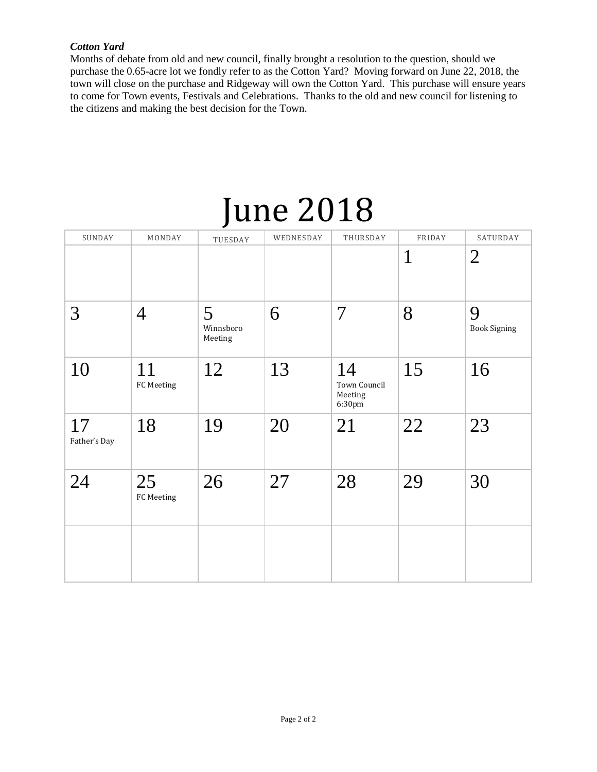***Cotton Yard***

Months of debate from old and new council, finally brought a resolution to the question, should we purchase the 0.65-acre lot we fondly refer to as the Cotton Yard? Moving forward on June 22, 2018, the town will close on the purchase and Ridgeway will own the Cotton Yard. This purchase will ensure years to come for Town events, Festivals and Celebrations. Thanks to the old and new council for listening to the citizens and making the best decision for the Town.

# June 2018

| SUNDAY | MONDAY | TUESDAY | WEDNESDAY | THURSDAY | FRIDAY | SATURDAY |
|---|---|---|---|---|---|---|
| | | | | | 1 | 2 |
| 3 | 4 | 5 Winnsboro Meeting | 6 | 7 | 8 | 9 Book Signing |
| 10 | 11 FC Meeting | 12 | 13 | 14 Town Council Meeting 6:30pm | 15 | 16 |
| 17 Father's Day | 18 | 19 | 20 | 21 | 22 | 23 |
| 24 | 25 FC Meeting | 26 | 27 | 28 | 29 | 30 |
| | | | | | | |